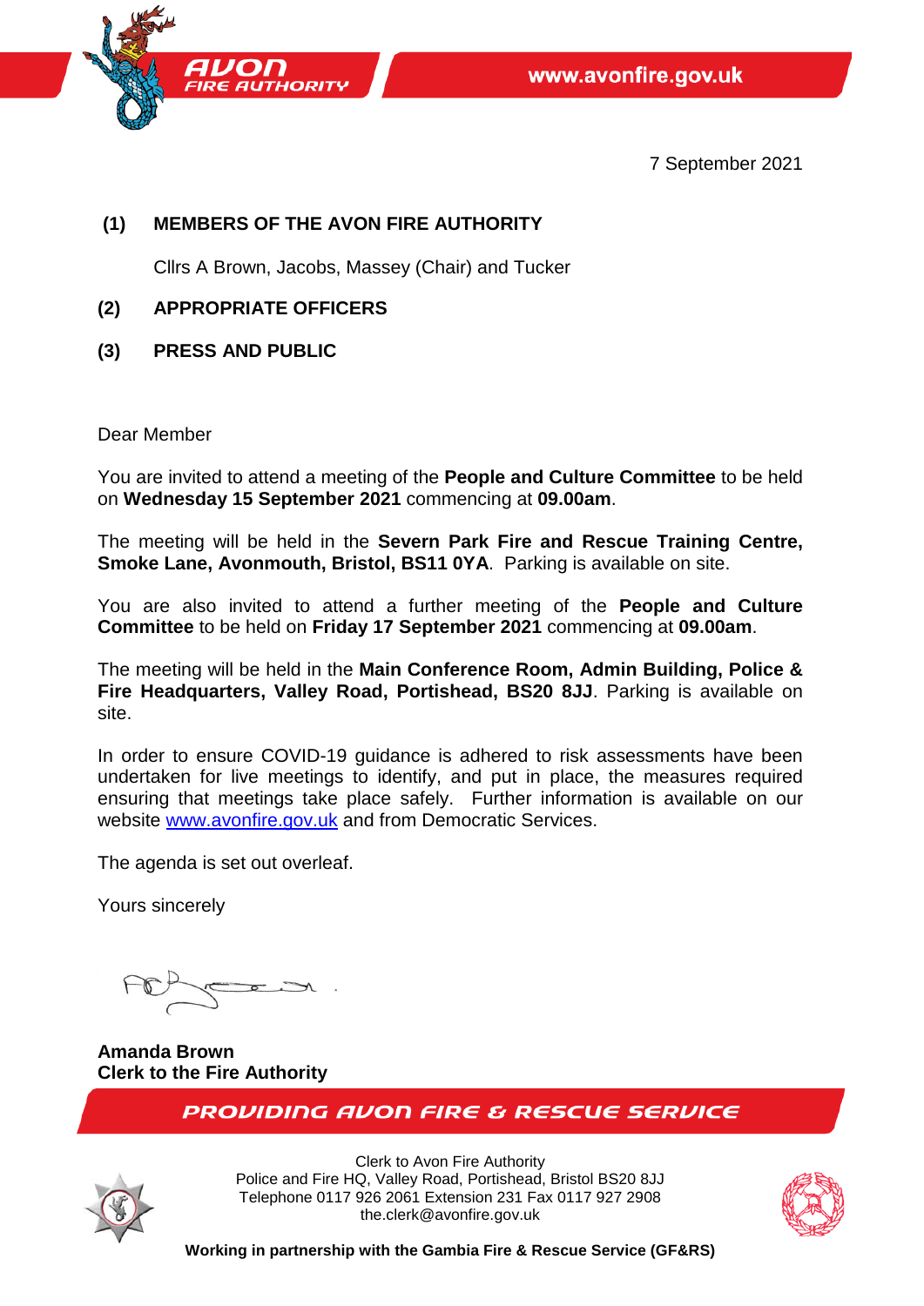7 September 2021

**(1) MEMBERS OF THE AVON FIRE AUTHORITY**

Cllrs A Brown, Jacobs, Massey (Chair) and Tucker

**(2) APPROPRIATE OFFICERS**

**(3) PRESS AND PUBLIC**

Dear Member

You are invited to attend a meeting of the **People and Culture Committee** to be held on **Wednesday 15 September 2021** commencing at **09.00am**.

The meeting will be held in the **Severn Park Fire and Rescue Training Centre, Smoke Lane, Avonmouth, Bristol, BS11 0YA**. Parking is available on site.

You are also invited to attend a further meeting of the **People and Culture Committee** to be held on **Friday 17 September 2021** commencing at **09.00am**.

The meeting will be held in the **Main Conference Room, Admin Building, Police & Fire Headquarters, Valley Road, Portishead, BS20 8JJ**. Parking is available on site.

In order to ensure COVID-19 guidance is adhered to risk assessments have been undertaken for live meetings to identify, and put in place, the measures required ensuring that meetings take place safely. Further information is available on our website www.avonfire.gov.uk and from Democratic Services.

The agenda is set out overleaf.

Yours sincerely

**Amanda Brown**
**Clerk to the Fire Authority**

PROVIDING AVON FIRE & RESCUE SERVICE

Clerk to Avon Fire Authority
Police and Fire HQ, Valley Road, Portishead, Bristol BS20 8JJ
Telephone 0117 926 2061 Extension 231 Fax 0117 927 2908
the.clerk@avonfire.gov.uk

**Working in partnership with the Gambia Fire & Rescue Service (GF&RS)**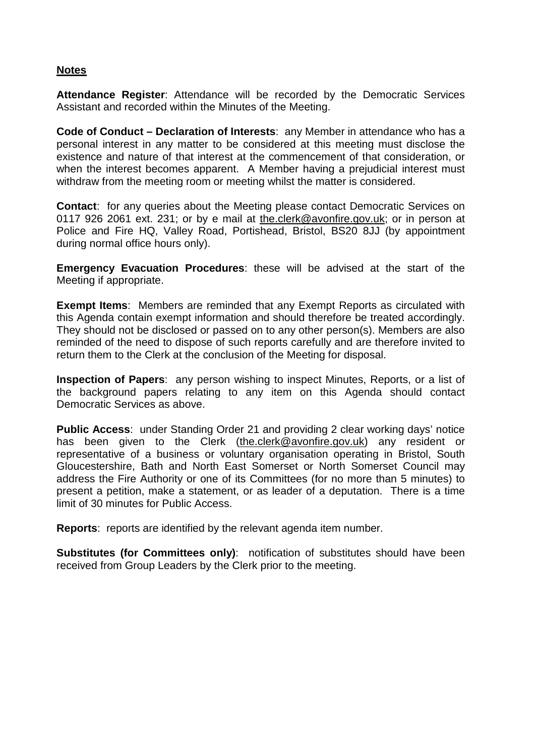**Notes**

**Attendance Register**: Attendance will be recorded by the Democratic Services Assistant and recorded within the Minutes of the Meeting.

**Code of Conduct – Declaration of Interests**: any Member in attendance who has a personal interest in any matter to be considered at this meeting must disclose the existence and nature of that interest at the commencement of that consideration, or when the interest becomes apparent. A Member having a prejudicial interest must withdraw from the meeting room or meeting whilst the matter is considered.

**Contact**: for any queries about the Meeting please contact Democratic Services on 0117 926 2061 ext. 231; or by e mail at the.clerk@avonfire.gov.uk; or in person at Police and Fire HQ, Valley Road, Portishead, Bristol, BS20 8JJ (by appointment during normal office hours only).

**Emergency Evacuation Procedures**: these will be advised at the start of the Meeting if appropriate.

**Exempt Items**: Members are reminded that any Exempt Reports as circulated with this Agenda contain exempt information and should therefore be treated accordingly. They should not be disclosed or passed on to any other person(s). Members are also reminded of the need to dispose of such reports carefully and are therefore invited to return them to the Clerk at the conclusion of the Meeting for disposal.

**Inspection of Papers**: any person wishing to inspect Minutes, Reports, or a list of the background papers relating to any item on this Agenda should contact Democratic Services as above.

**Public Access**: under Standing Order 21 and providing 2 clear working days' notice has been given to the Clerk (the.clerk@avonfire.gov.uk) any resident or representative of a business or voluntary organisation operating in Bristol, South Gloucestershire, Bath and North East Somerset or North Somerset Council may address the Fire Authority or one of its Committees (for no more than 5 minutes) to present a petition, make a statement, or as leader of a deputation. There is a time limit of 30 minutes for Public Access.

**Reports**: reports are identified by the relevant agenda item number.

**Substitutes (for Committees only)**: notification of substitutes should have been received from Group Leaders by the Clerk prior to the meeting.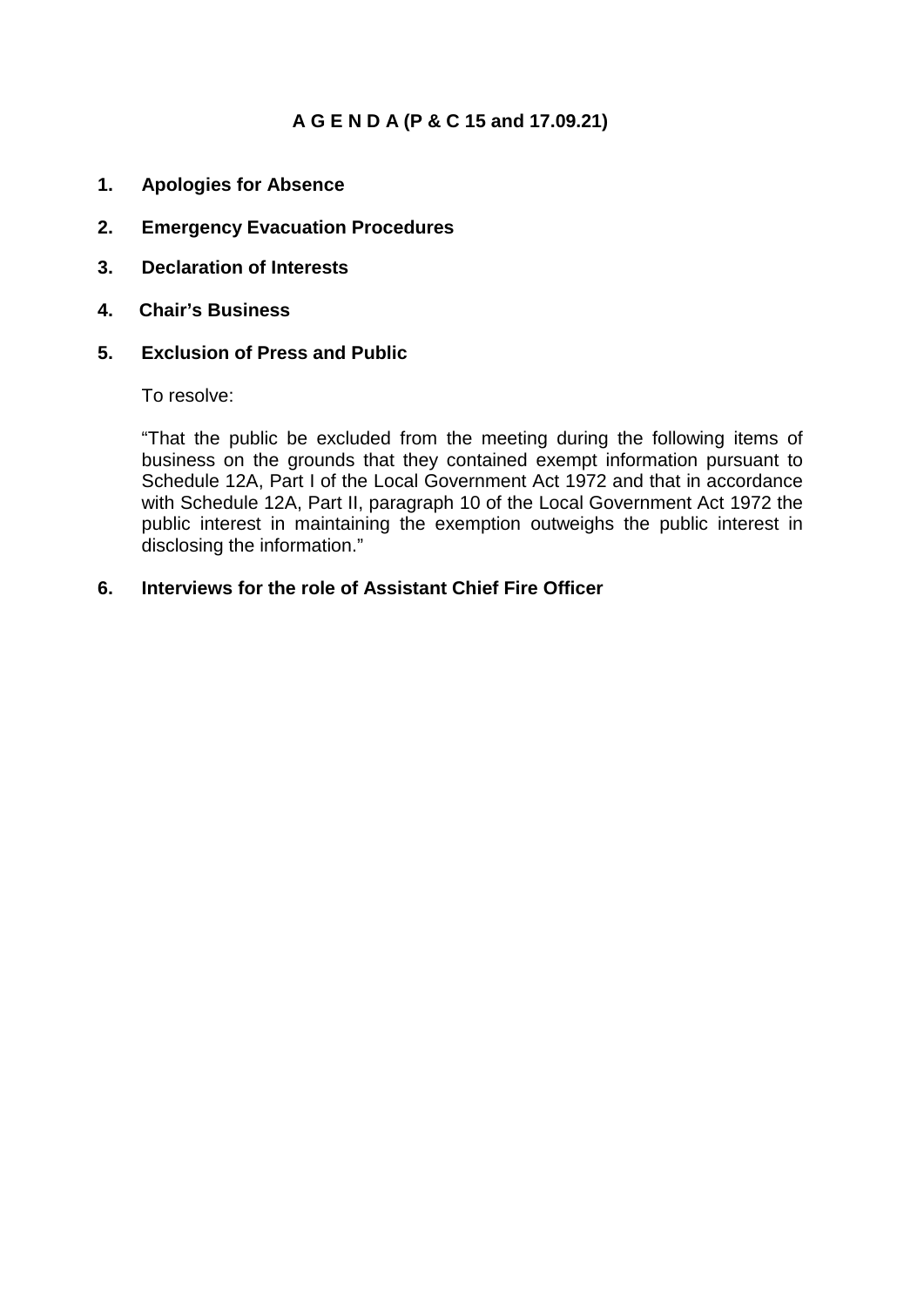# A G E N D A (P & C 15 and 17.09.21)

1. **Apologies for Absence**

2. **Emergency Evacuation Procedures**

3. **Declaration of Interests**

4. **Chair's Business**

5. **Exclusion of Press and Public**

   To resolve:

   "That the public be excluded from the meeting during the following items of business on the grounds that they contained exempt information pursuant to Schedule 12A, Part I of the Local Government Act 1972 and that in accordance with Schedule 12A, Part II, paragraph 10 of the Local Government Act 1972 the public interest in maintaining the exemption outweighs the public interest in disclosing the information."

6. **Interviews for the role of Assistant Chief Fire Officer**